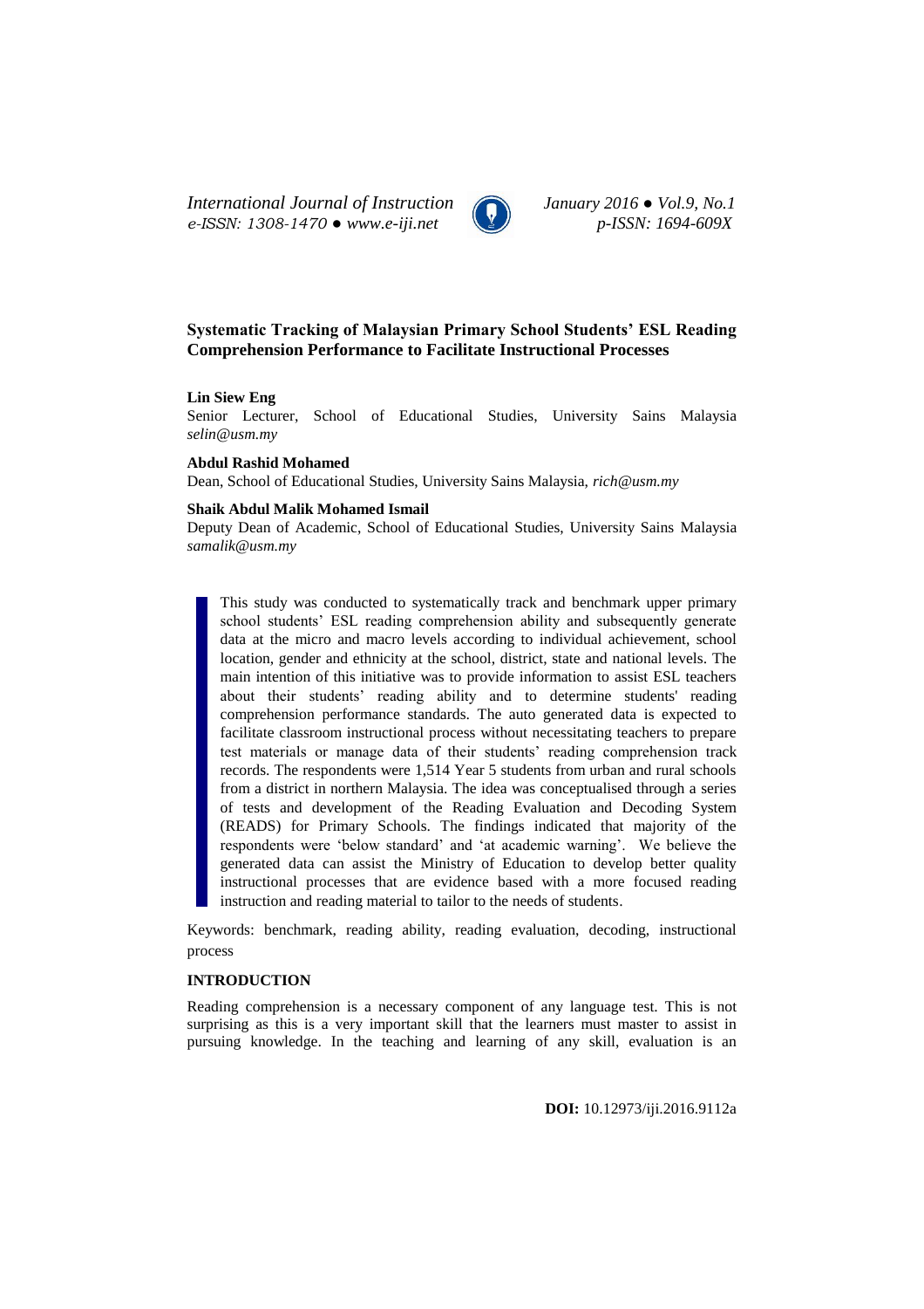# Systematic Tracking of Malaysian Primary School Students' ESL Reading Comprehension Performance to Facilitate Instructional Processes

**Lin Siew Eng**
Senior Lecturer, School of Educational Studies, University Sains Malaysia
*selin@usm.my*

**Abdul Rashid Mohamed**
Dean, School of Educational Studies, University Sains Malaysia, *rich@usm.my*

**Shaik Abdul Malik Mohamed Ismail**
Deputy Dean of Academic, School of Educational Studies, University Sains Malaysia
*samalik@usm.my*

This study was conducted to systematically track and benchmark upper primary school students' ESL reading comprehension ability and subsequently generate data at the micro and macro levels according to individual achievement, school location, gender and ethnicity at the school, district, state and national levels. The main intention of this initiative was to provide information to assist ESL teachers about their students' reading ability and to determine students' reading comprehension performance standards. The auto generated data is expected to facilitate classroom instructional process without necessitating teachers to prepare test materials or manage data of their students' reading comprehension track records. The respondents were 1,514 Year 5 students from urban and rural schools from a district in northern Malaysia. The idea was conceptualised through a series of tests and development of the Reading Evaluation and Decoding System (READS) for Primary Schools. The findings indicated that majority of the respondents were 'below standard' and 'at academic warning'. We believe the generated data can assist the Ministry of Education to develop better quality instructional processes that are evidence based with a more focused reading instruction and reading material to tailor to the needs of students.

Keywords: benchmark, reading ability, reading evaluation, decoding, instructional process

## INTRODUCTION

Reading comprehension is a necessary component of any language test. This is not surprising as this is a very important skill that the learners must master to assist in pursuing knowledge. In the teaching and learning of any skill, evaluation is an

**DOI:** 10.12973/iji.2016.9112a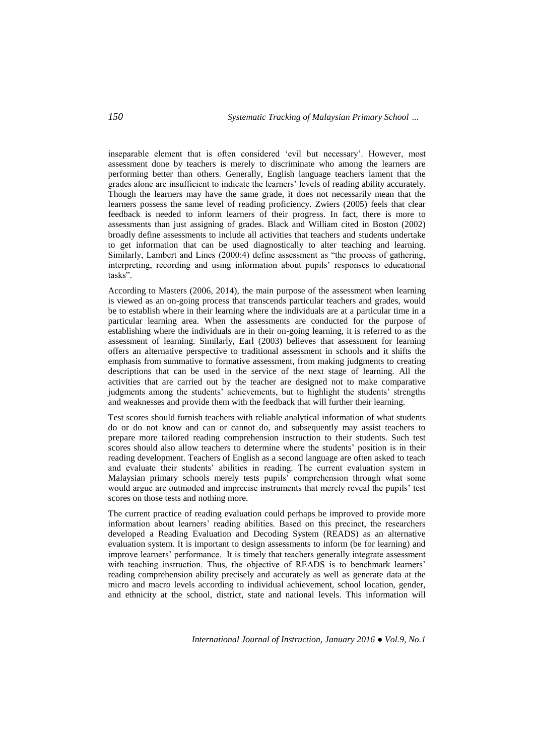inseparable element that is often considered 'evil but necessary'. However, most assessment done by teachers is merely to discriminate who among the learners are performing better than others. Generally, English language teachers lament that the grades alone are insufficient to indicate the learners' levels of reading ability accurately. Though the learners may have the same grade, it does not necessarily mean that the learners possess the same level of reading proficiency. Zwiers (2005) feels that clear feedback is needed to inform learners of their progress. In fact, there is more to assessments than just assigning of grades. Black and William cited in Boston (2002) broadly define assessments to include all activities that teachers and students undertake to get information that can be used diagnostically to alter teaching and learning. Similarly, Lambert and Lines (2000:4) define assessment as "the process of gathering, interpreting, recording and using information about pupils' responses to educational tasks".

According to Masters (2006, 2014), the main purpose of the assessment when learning is viewed as an on-going process that transcends particular teachers and grades, would be to establish where in their learning where the individuals are at a particular time in a particular learning area. When the assessments are conducted for the purpose of establishing where the individuals are in their on-going learning, it is referred to as the assessment of learning. Similarly, Earl (2003) believes that assessment for learning offers an alternative perspective to traditional assessment in schools and it shifts the emphasis from summative to formative assessment, from making judgments to creating descriptions that can be used in the service of the next stage of learning. All the activities that are carried out by the teacher are designed not to make comparative judgments among the students' achievements, but to highlight the students' strengths and weaknesses and provide them with the feedback that will further their learning.

Test scores should furnish teachers with reliable analytical information of what students do or do not know and can or cannot do, and subsequently may assist teachers to prepare more tailored reading comprehension instruction to their students. Such test scores should also allow teachers to determine where the students' position is in their reading development. Teachers of English as a second language are often asked to teach and evaluate their students' abilities in reading. The current evaluation system in Malaysian primary schools merely tests pupils' comprehension through what some would argue are outmoded and imprecise instruments that merely reveal the pupils' test scores on those tests and nothing more.

The current practice of reading evaluation could perhaps be improved to provide more information about learners' reading abilities. Based on this precinct, the researchers developed a Reading Evaluation and Decoding System (READS) as an alternative evaluation system. It is important to design assessments to inform (be for learning) and improve learners' performance. It is timely that teachers generally integrate assessment with teaching instruction. Thus, the objective of READS is to benchmark learners' reading comprehension ability precisely and accurately as well as generate data at the micro and macro levels according to individual achievement, school location, gender, and ethnicity at the school, district, state and national levels. This information will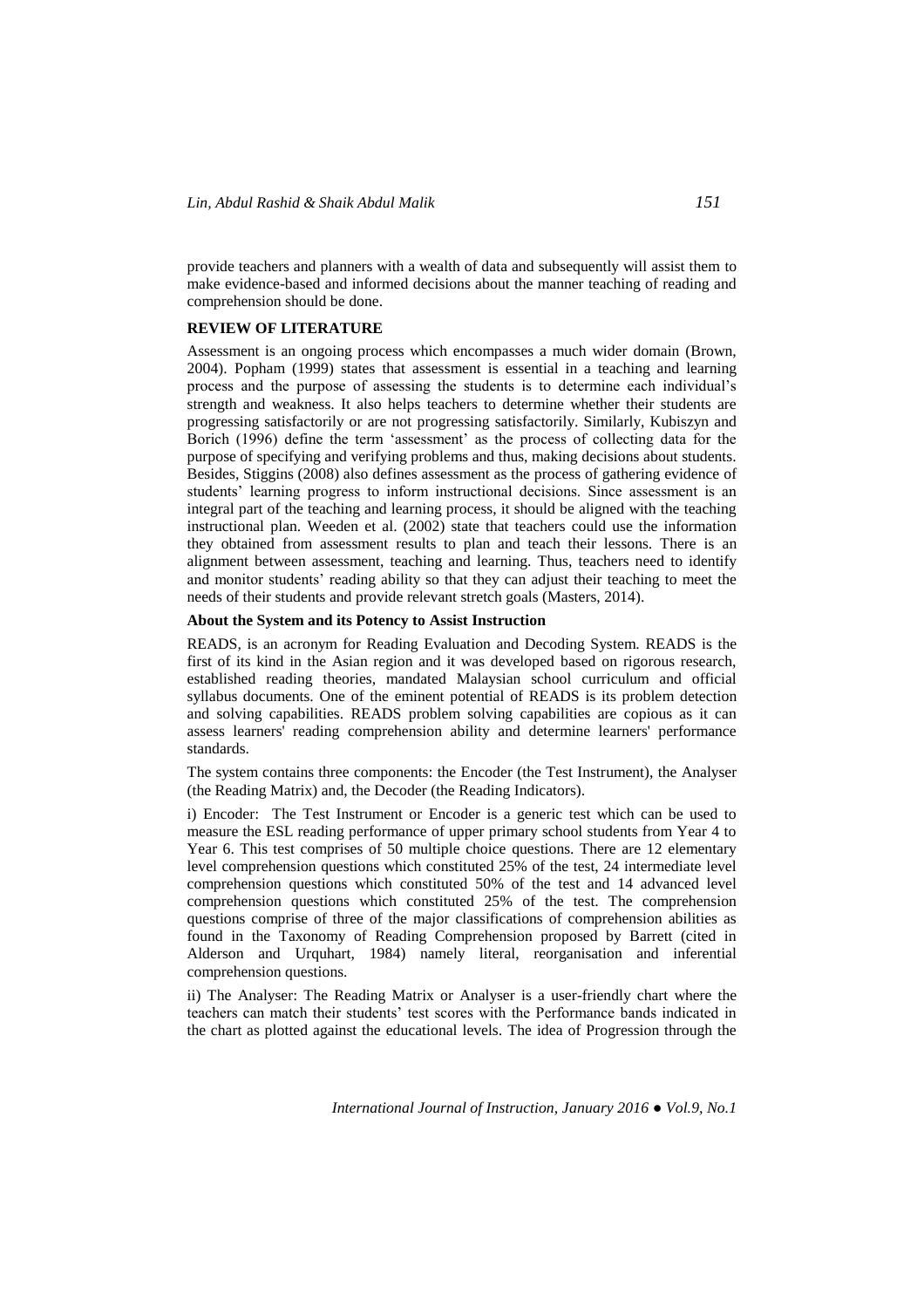provide teachers and planners with a wealth of data and subsequently will assist them to make evidence-based and informed decisions about the manner teaching of reading and comprehension should be done.

## REVIEW OF LITERATURE

Assessment is an ongoing process which encompasses a much wider domain (Brown, 2004). Popham (1999) states that assessment is essential in a teaching and learning process and the purpose of assessing the students is to determine each individual's strength and weakness. It also helps teachers to determine whether their students are progressing satisfactorily or are not progressing satisfactorily. Similarly, Kubiszyn and Borich (1996) define the term 'assessment' as the process of collecting data for the purpose of specifying and verifying problems and thus, making decisions about students. Besides, Stiggins (2008) also defines assessment as the process of gathering evidence of students' learning progress to inform instructional decisions. Since assessment is an integral part of the teaching and learning process, it should be aligned with the teaching instructional plan. Weeden et al. (2002) state that teachers could use the information they obtained from assessment results to plan and teach their lessons. There is an alignment between assessment, teaching and learning. Thus, teachers need to identify and monitor students' reading ability so that they can adjust their teaching to meet the needs of their students and provide relevant stretch goals (Masters, 2014).

### About the System and its Potency to Assist Instruction

READS, is an acronym for Reading Evaluation and Decoding System. READS is the first of its kind in the Asian region and it was developed based on rigorous research, established reading theories, mandated Malaysian school curriculum and official syllabus documents. One of the eminent potential of READS is its problem detection and solving capabilities. READS problem solving capabilities are copious as it can assess learners' reading comprehension ability and determine learners' performance standards.

The system contains three components: the Encoder (the Test Instrument), the Analyser (the Reading Matrix) and, the Decoder (the Reading Indicators).

i) Encoder: The Test Instrument or Encoder is a generic test which can be used to measure the ESL reading performance of upper primary school students from Year 4 to Year 6. This test comprises of 50 multiple choice questions. There are 12 elementary level comprehension questions which constituted 25% of the test, 24 intermediate level comprehension questions which constituted 50% of the test and 14 advanced level comprehension questions which constituted 25% of the test. The comprehension questions comprise of three of the major classifications of comprehension abilities as found in the Taxonomy of Reading Comprehension proposed by Barrett (cited in Alderson and Urquhart, 1984) namely literal, reorganisation and inferential comprehension questions.

ii) The Analyser: The Reading Matrix or Analyser is a user-friendly chart where the teachers can match their students' test scores with the Performance bands indicated in the chart as plotted against the educational levels. The idea of Progression through the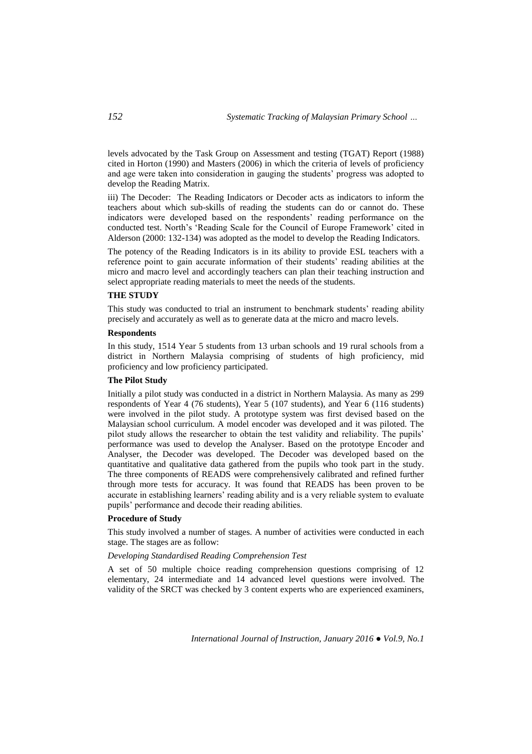levels advocated by the Task Group on Assessment and testing (TGAT) Report (1988) cited in Horton (1990) and Masters (2006) in which the criteria of levels of proficiency and age were taken into consideration in gauging the students' progress was adopted to develop the Reading Matrix.

iii) The Decoder: The Reading Indicators or Decoder acts as indicators to inform the teachers about which sub-skills of reading the students can do or cannot do. These indicators were developed based on the respondents' reading performance on the conducted test. North's 'Reading Scale for the Council of Europe Framework' cited in Alderson (2000: 132-134) was adopted as the model to develop the Reading Indicators.

The potency of the Reading Indicators is in its ability to provide ESL teachers with a reference point to gain accurate information of their students' reading abilities at the micro and macro level and accordingly teachers can plan their teaching instruction and select appropriate reading materials to meet the needs of the students.

## THE STUDY

This study was conducted to trial an instrument to benchmark students' reading ability precisely and accurately as well as to generate data at the micro and macro levels.

### Respondents

In this study, 1514 Year 5 students from 13 urban schools and 19 rural schools from a district in Northern Malaysia comprising of students of high proficiency, mid proficiency and low proficiency participated.

### The Pilot Study

Initially a pilot study was conducted in a district in Northern Malaysia. As many as 299 respondents of Year 4 (76 students), Year 5 (107 students), and Year 6 (116 students) were involved in the pilot study. A prototype system was first devised based on the Malaysian school curriculum. A model encoder was developed and it was piloted. The pilot study allows the researcher to obtain the test validity and reliability. The pupils' performance was used to develop the Analyser. Based on the prototype Encoder and Analyser, the Decoder was developed. The Decoder was developed based on the quantitative and qualitative data gathered from the pupils who took part in the study. The three components of READS were comprehensively calibrated and refined further through more tests for accuracy. It was found that READS has been proven to be accurate in establishing learners' reading ability and is a very reliable system to evaluate pupils' performance and decode their reading abilities.

### Procedure of Study

This study involved a number of stages. A number of activities were conducted in each stage. The stages are as follow:

*Developing Standardised Reading Comprehension Test*

A set of 50 multiple choice reading comprehension questions comprising of 12 elementary, 24 intermediate and 14 advanced level questions were involved. The validity of the SRCT was checked by 3 content experts who are experienced examiners,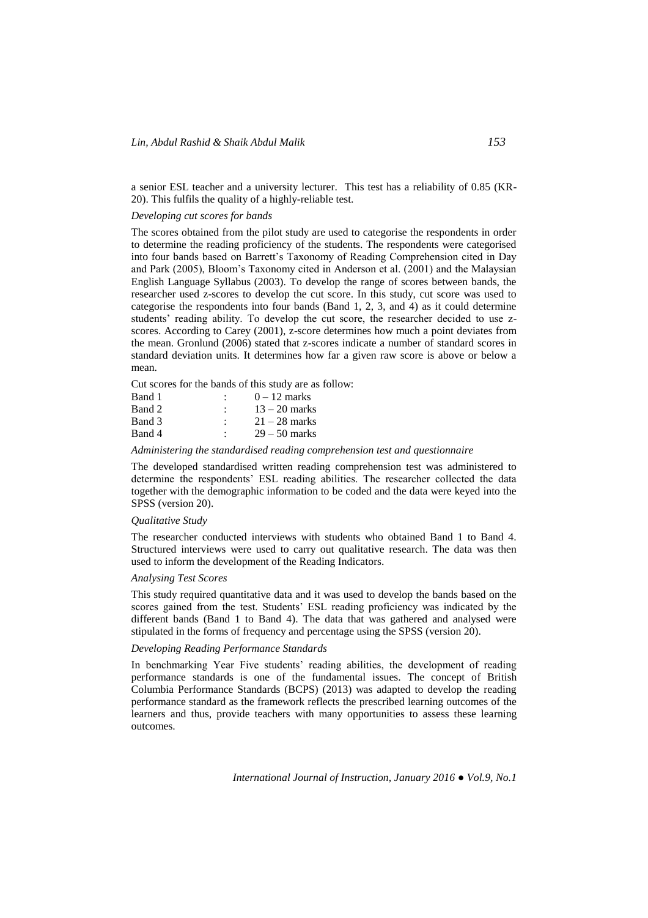a senior ESL teacher and a university lecturer. This test has a reliability of 0.85 (KR-20). This fulfils the quality of a highly-reliable test.

*Developing cut scores for bands*

The scores obtained from the pilot study are used to categorise the respondents in order to determine the reading proficiency of the students. The respondents were categorised into four bands based on Barrett's Taxonomy of Reading Comprehension cited in Day and Park (2005), Bloom's Taxonomy cited in Anderson et al. (2001) and the Malaysian English Language Syllabus (2003). To develop the range of scores between bands, the researcher used z-scores to develop the cut score. In this study, cut score was used to categorise the respondents into four bands (Band 1, 2, 3, and 4) as it could determine students' reading ability. To develop the cut score, the researcher decided to use z-scores. According to Carey (2001), z-score determines how much a point deviates from the mean. Gronlund (2006) stated that z-scores indicate a number of standard scores in standard deviation units. It determines how far a given raw score is above or below a mean.

Cut scores for the bands of this study are as follow:

| | | |
|---|---|---|
| Band 1 | : | 0 – 12 marks |
| Band 2 | : | 13 – 20 marks |
| Band 3 | : | 21 – 28 marks |
| Band 4 | : | 29 – 50 marks |

*Administering the standardised reading comprehension test and questionnaire*

The developed standardised written reading comprehension test was administered to determine the respondents' ESL reading abilities. The researcher collected the data together with the demographic information to be coded and the data were keyed into the SPSS (version 20).

*Qualitative Study*

The researcher conducted interviews with students who obtained Band 1 to Band 4. Structured interviews were used to carry out qualitative research. The data was then used to inform the development of the Reading Indicators.

*Analysing Test Scores*

This study required quantitative data and it was used to develop the bands based on the scores gained from the test. Students' ESL reading proficiency was indicated by the different bands (Band 1 to Band 4). The data that was gathered and analysed were stipulated in the forms of frequency and percentage using the SPSS (version 20).

*Developing Reading Performance Standards*

In benchmarking Year Five students' reading abilities, the development of reading performance standards is one of the fundamental issues. The concept of British Columbia Performance Standards (BCPS) (2013) was adapted to develop the reading performance standard as the framework reflects the prescribed learning outcomes of the learners and thus, provide teachers with many opportunities to assess these learning outcomes.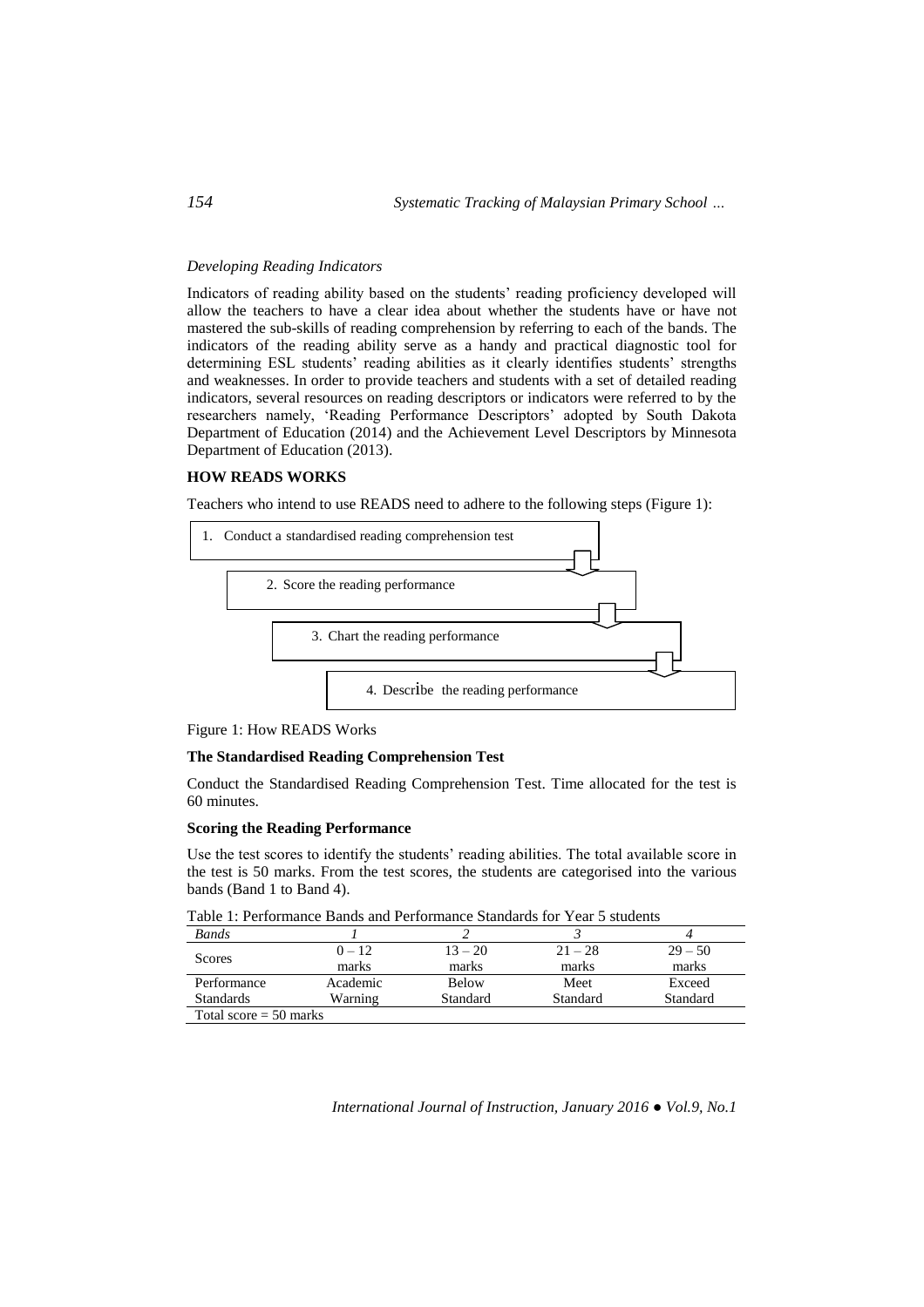*Developing Reading Indicators*

Indicators of reading ability based on the students' reading proficiency developed will allow the teachers to have a clear idea about whether the students have or have not mastered the sub-skills of reading comprehension by referring to each of the bands. The indicators of the reading ability serve as a handy and practical diagnostic tool for determining ESL students' reading abilities as it clearly identifies students' strengths and weaknesses. In order to provide teachers and students with a set of detailed reading indicators, several resources on reading descriptors or indicators were referred to by the researchers namely, 'Reading Performance Descriptors' adopted by South Dakota Department of Education (2014) and the Achievement Level Descriptors by Minnesota Department of Education (2013).

**HOW READS WORKS**

Teachers who intend to use READS need to adhere to the following steps (Figure 1):

1. Conduct a standardised reading comprehension test
2. Score the reading performance
3. Chart the reading performance
4. Describe the reading performance

Figure 1: How READS Works

**The Standardised Reading Comprehension Test**

Conduct the Standardised Reading Comprehension Test. Time allocated for the test is 60 minutes.

**Scoring the Reading Performance**

Use the test scores to identify the students' reading abilities. The total available score in the test is 50 marks. From the test scores, the students are categorised into the various bands (Band 1 to Band 4).

Table 1: Performance Bands and Performance Standards for Year 5 students

| *Bands* | *1* | *2* | *3* | *4* |
|---|---|---|---|---|
| Scores | 0 – 12 marks | 13 – 20 marks | 21 – 28 marks | 29 – 50 marks |
| Performance Standards | Academic Warning | Below Standard | Meet Standard | Exceed Standard |
| Total score = 50 marks | | | | |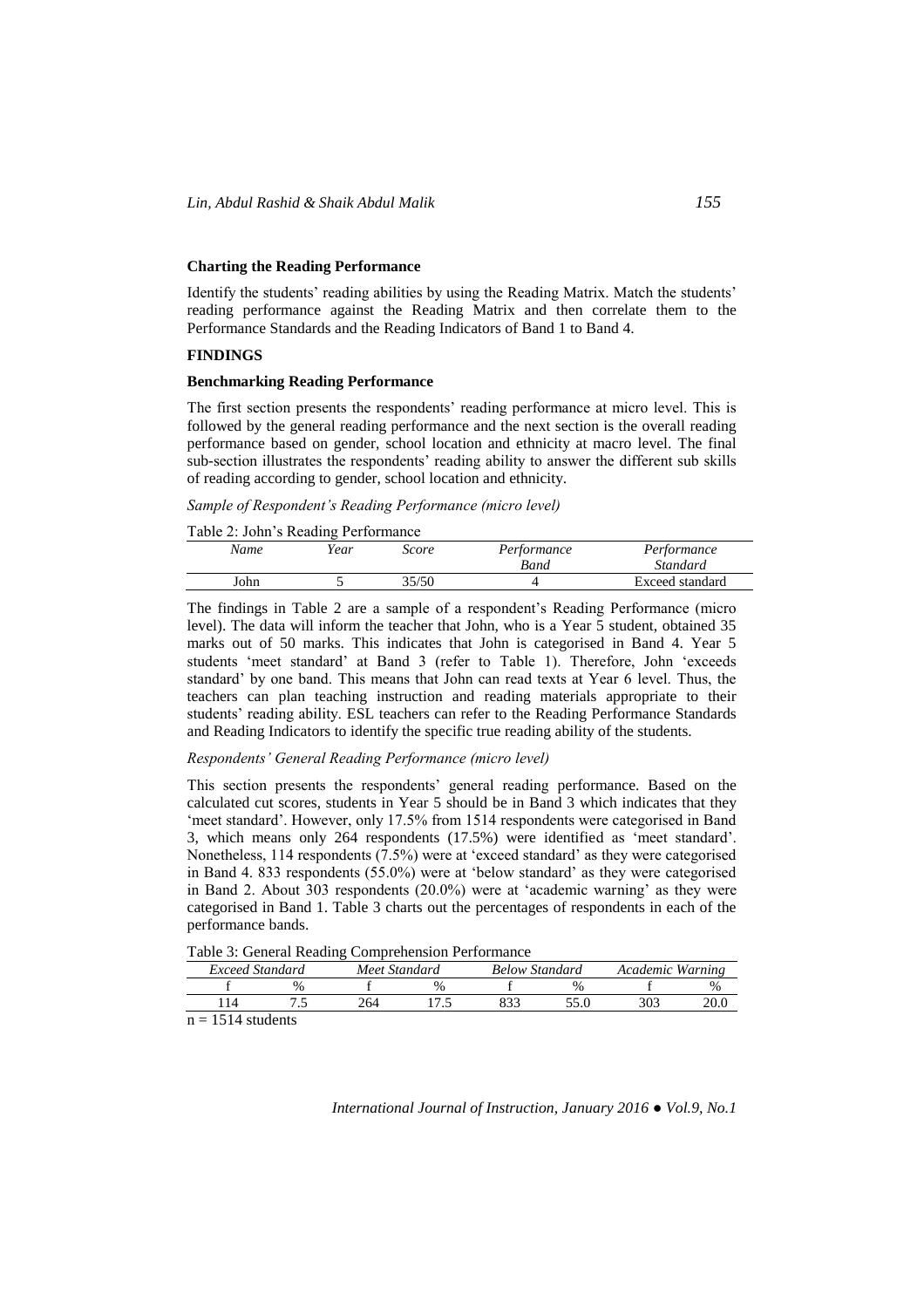**Charting the Reading Performance**

Identify the students' reading abilities by using the Reading Matrix. Match the students' reading performance against the Reading Matrix and then correlate them to the Performance Standards and the Reading Indicators of Band 1 to Band 4.

## FINDINGS

**Benchmarking Reading Performance**

The first section presents the respondents' reading performance at micro level. This is followed by the general reading performance and the next section is the overall reading performance based on gender, school location and ethnicity at macro level. The final sub-section illustrates the respondents' reading ability to answer the different sub skills of reading according to gender, school location and ethnicity.

*Sample of Respondent's Reading Performance (micro level)*

Table 2: John's Reading Performance

| *Name* | *Year* | *Score* | *Performance Band* | *Performance Standard* |
|---|---|---|---|---|
| John | 5 | 35/50 | 4 | Exceed standard |

The findings in Table 2 are a sample of a respondent's Reading Performance (micro level). The data will inform the teacher that John, who is a Year 5 student, obtained 35 marks out of 50 marks. This indicates that John is categorised in Band 4. Year 5 students 'meet standard' at Band 3 (refer to Table 1). Therefore, John 'exceeds standard' by one band. This means that John can read texts at Year 6 level. Thus, the teachers can plan teaching instruction and reading materials appropriate to their students' reading ability. ESL teachers can refer to the Reading Performance Standards and Reading Indicators to identify the specific true reading ability of the students.

*Respondents' General Reading Performance (micro level)*

This section presents the respondents' general reading performance. Based on the calculated cut scores, students in Year 5 should be in Band 3 which indicates that they 'meet standard'. However, only 17.5% from 1514 respondents were categorised in Band 3, which means only 264 respondents (17.5%) were identified as 'meet standard'. Nonetheless, 114 respondents (7.5%) were at 'exceed standard' as they were categorised in Band 4. 833 respondents (55.0%) were at 'below standard' as they were categorised in Band 2. About 303 respondents (20.0%) were at 'academic warning' as they were categorised in Band 1. Table 3 charts out the percentages of respondents in each of the performance bands.

Table 3: General Reading Comprehension Performance

| *Exceed Standard* | | *Meet Standard* | | *Below Standard* | | *Academic Warning* | |
|---|---|---|---|---|---|---|---|
| f | % | f | % | f | % | f | % |
| 114 | 7.5 | 264 | 17.5 | 833 | 55.0 | 303 | 20.0 |

n = 1514 students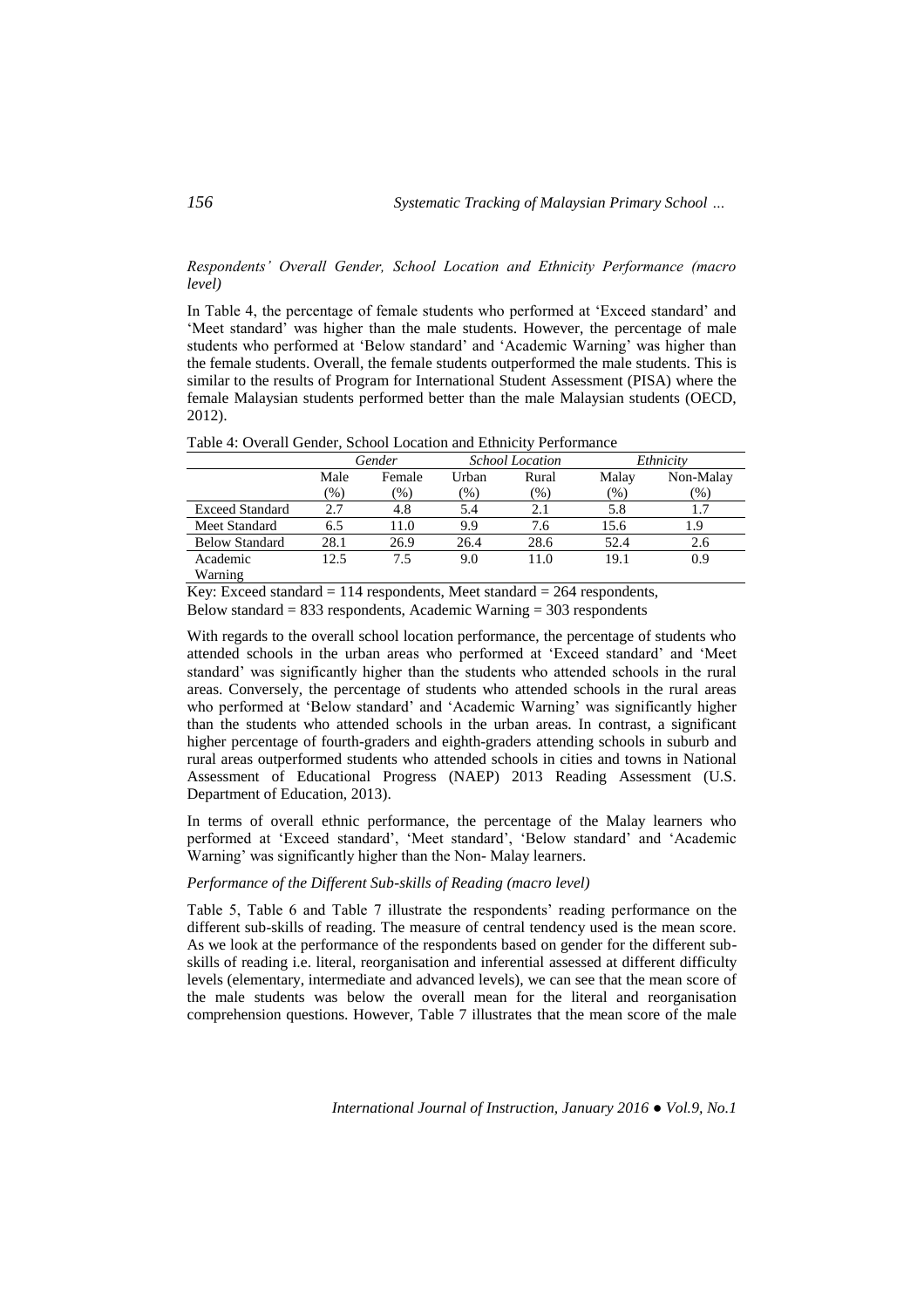*Respondents' Overall Gender, School Location and Ethnicity Performance (macro level)*

In Table 4, the percentage of female students who performed at 'Exceed standard' and 'Meet standard' was higher than the male students. However, the percentage of male students who performed at 'Below standard' and 'Academic Warning' was higher than the female students. Overall, the female students outperformed the male students. This is similar to the results of Program for International Student Assessment (PISA) where the female Malaysian students performed better than the male Malaysian students (OECD, 2012).

Table 4: Overall Gender, School Location and Ethnicity Performance

| | *Gender* | | *School Location* | | *Ethnicity* | |
|---|---|---|---|---|---|---|
| | Male (%) | Female (%) | Urban (%) | Rural (%) | Malay (%) | Non-Malay (%) |
| Exceed Standard | 2.7 | 4.8 | 5.4 | 2.1 | 5.8 | 1.7 |
| Meet Standard | 6.5 | 11.0 | 9.9 | 7.6 | 15.6 | 1.9 |
| Below Standard | 28.1 | 26.9 | 26.4 | 28.6 | 52.4 | 2.6 |
| Academic Warning | 12.5 | 7.5 | 9.0 | 11.0 | 19.1 | 0.9 |

Key: Exceed standard = 114 respondents, Meet standard = 264 respondents, Below standard = 833 respondents, Academic Warning = 303 respondents

With regards to the overall school location performance, the percentage of students who attended schools in the urban areas who performed at 'Exceed standard' and 'Meet standard' was significantly higher than the students who attended schools in the rural areas. Conversely, the percentage of students who attended schools in the rural areas who performed at 'Below standard' and 'Academic Warning' was significantly higher than the students who attended schools in the urban areas. In contrast, a significant higher percentage of fourth-graders and eighth-graders attending schools in suburb and rural areas outperformed students who attended schools in cities and towns in National Assessment of Educational Progress (NAEP) 2013 Reading Assessment (U.S. Department of Education, 2013).

In terms of overall ethnic performance, the percentage of the Malay learners who performed at 'Exceed standard', 'Meet standard', 'Below standard' and 'Academic Warning' was significantly higher than the Non- Malay learners.

*Performance of the Different Sub-skills of Reading (macro level)*

Table 5, Table 6 and Table 7 illustrate the respondents' reading performance on the different sub-skills of reading. The measure of central tendency used is the mean score. As we look at the performance of the respondents based on gender for the different sub-skills of reading i.e. literal, reorganisation and inferential assessed at different difficulty levels (elementary, intermediate and advanced levels), we can see that the mean score of the male students was below the overall mean for the literal and reorganisation comprehension questions. However, Table 7 illustrates that the mean score of the male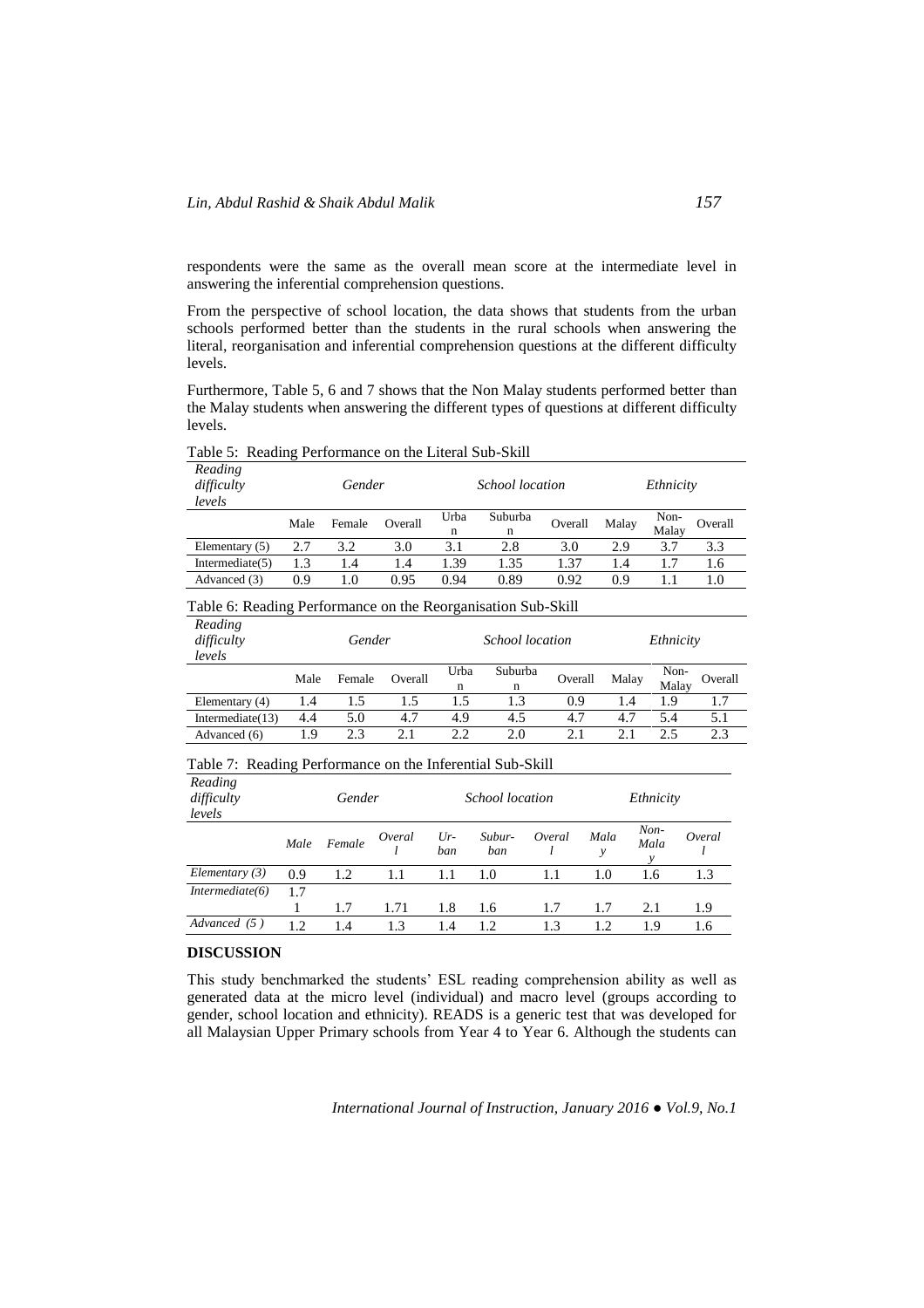respondents were the same as the overall mean score at the intermediate level in answering the inferential comprehension questions.

From the perspective of school location, the data shows that students from the urban schools performed better than the students in the rural schools when answering the literal, reorganisation and inferential comprehension questions at the different difficulty levels.

Furthermore, Table 5, 6 and 7 shows that the Non Malay students performed better than the Malay students when answering the different types of questions at different difficulty levels.

Table 5: Reading Performance on the Literal Sub-Skill

| *Reading difficulty levels* | *Gender* | | | *School location* | | | *Ethnicity* | | |
|---|---|---|---|---|---|---|---|---|---|
| | Male | Female | Overall | Urban | Suburban | Overall | Malay | Non-Malay | Overall |
| Elementary (5) | 2.7 | 3.2 | 3.0 | 3.1 | 2.8 | 3.0 | 2.9 | 3.7 | 3.3 |
| Intermediate(5) | 1.3 | 1.4 | 1.4 | 1.39 | 1.35 | 1.37 | 1.4 | 1.7 | 1.6 |
| Advanced (3) | 0.9 | 1.0 | 0.95 | 0.94 | 0.89 | 0.92 | 0.9 | 1.1 | 1.0 |

Table 6: Reading Performance on the Reorganisation Sub-Skill

| *Reading difficulty levels* | *Gender* | | | *School location* | | | *Ethnicity* | | |
|---|---|---|---|---|---|---|---|---|---|
| | Male | Female | Overall | Urban | Suburban | Overall | Malay | Non-Malay | Overall |
| Elementary (4) | 1.4 | 1.5 | 1.5 | 1.5 | 1.3 | 0.9 | 1.4 | 1.9 | 1.7 |
| Intermediate(13) | 4.4 | 5.0 | 4.7 | 4.9 | 4.5 | 4.7 | 4.7 | 5.4 | 5.1 |
| Advanced (6) | 1.9 | 2.3 | 2.1 | 2.2 | 2.0 | 2.1 | 2.1 | 2.5 | 2.3 |

Table 7: Reading Performance on the Inferential Sub-Skill

| *Reading difficulty levels* | *Gender* | | | *School location* | | | *Ethnicity* | | |
|---|---|---|---|---|---|---|---|---|---|
| | *Male* | *Female* | *Overall* | *Urban* | *Suburban* | *Overall* | *Malay* | *Non-Malay* | *Overall* |
| *Elementary (3)* | 0.9 | 1.2 | 1.1 | 1.1 | 1.0 | 1.1 | 1.0 | 1.6 | 1.3 |
| *Intermediate(6)* | 1.71 | 1.7 | 1.71 | 1.8 | 1.6 | 1.7 | 1.7 | 2.1 | 1.9 |
| *Advanced (5)* | 1.2 | 1.4 | 1.3 | 1.4 | 1.2 | 1.3 | 1.2 | 1.9 | 1.6 |

## DISCUSSION

This study benchmarked the students' ESL reading comprehension ability as well as generated data at the micro level (individual) and macro level (groups according to gender, school location and ethnicity). READS is a generic test that was developed for all Malaysian Upper Primary schools from Year 4 to Year 6. Although the students can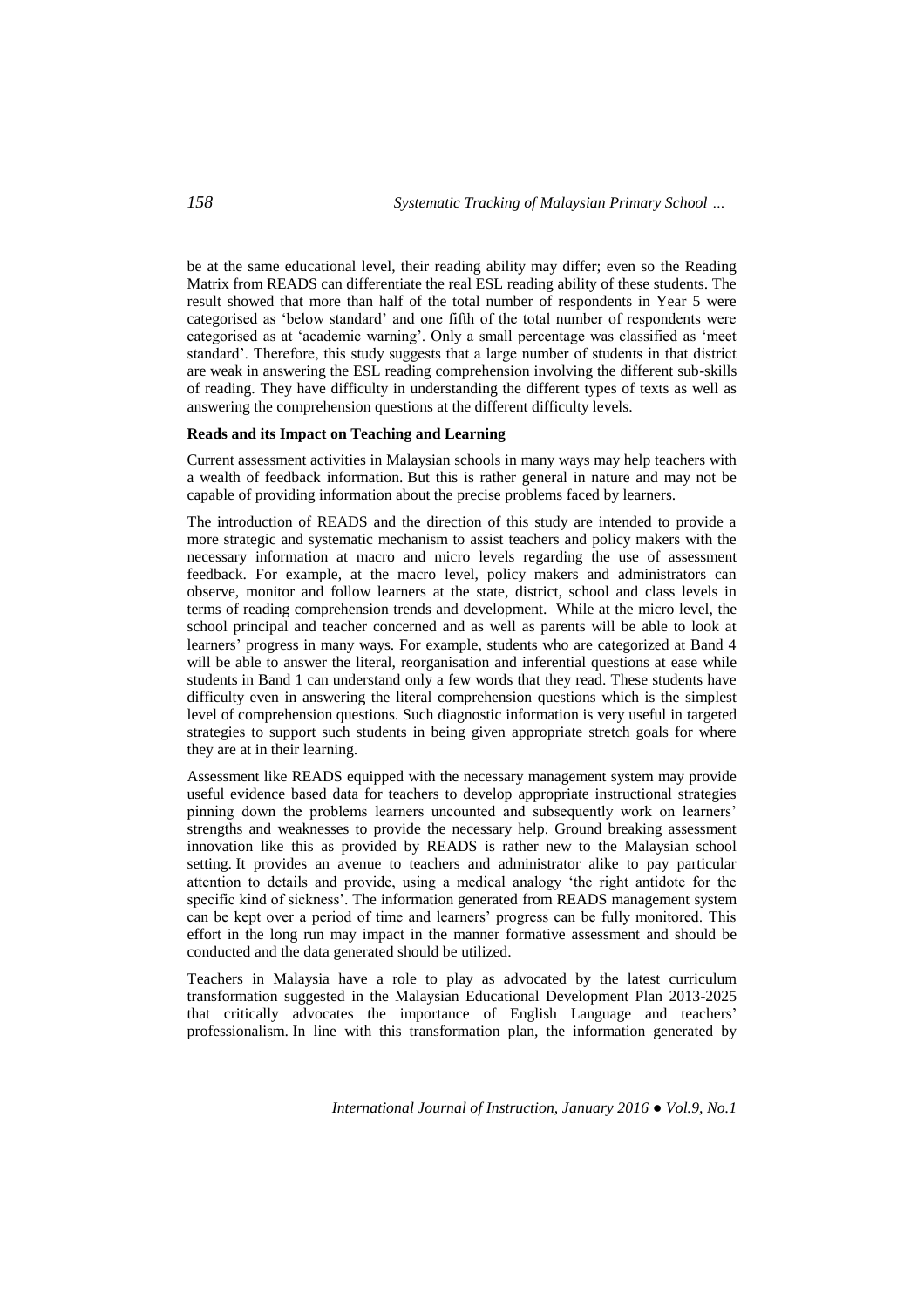be at the same educational level, their reading ability may differ; even so the Reading Matrix from READS can differentiate the real ESL reading ability of these students. The result showed that more than half of the total number of respondents in Year 5 were categorised as 'below standard' and one fifth of the total number of respondents were categorised as at 'academic warning'. Only a small percentage was classified as 'meet standard'. Therefore, this study suggests that a large number of students in that district are weak in answering the ESL reading comprehension involving the different sub-skills of reading. They have difficulty in understanding the different types of texts as well as answering the comprehension questions at the different difficulty levels.

**Reads and its Impact on Teaching and Learning**

Current assessment activities in Malaysian schools in many ways may help teachers with a wealth of feedback information. But this is rather general in nature and may not be capable of providing information about the precise problems faced by learners.

The introduction of READS and the direction of this study are intended to provide a more strategic and systematic mechanism to assist teachers and policy makers with the necessary information at macro and micro levels regarding the use of assessment feedback. For example, at the macro level, policy makers and administrators can observe, monitor and follow learners at the state, district, school and class levels in terms of reading comprehension trends and development. While at the micro level, the school principal and teacher concerned and as well as parents will be able to look at learners' progress in many ways. For example, students who are categorized at Band 4 will be able to answer the literal, reorganisation and inferential questions at ease while students in Band 1 can understand only a few words that they read. These students have difficulty even in answering the literal comprehension questions which is the simplest level of comprehension questions. Such diagnostic information is very useful in targeted strategies to support such students in being given appropriate stretch goals for where they are at in their learning.

Assessment like READS equipped with the necessary management system may provide useful evidence based data for teachers to develop appropriate instructional strategies pinning down the problems learners uncounted and subsequently work on learners' strengths and weaknesses to provide the necessary help. Ground breaking assessment innovation like this as provided by READS is rather new to the Malaysian school setting. It provides an avenue to teachers and administrator alike to pay particular attention to details and provide, using a medical analogy 'the right antidote for the specific kind of sickness'. The information generated from READS management system can be kept over a period of time and learners' progress can be fully monitored. This effort in the long run may impact in the manner formative assessment and should be conducted and the data generated should be utilized.

Teachers in Malaysia have a role to play as advocated by the latest curriculum transformation suggested in the Malaysian Educational Development Plan 2013-2025 that critically advocates the importance of English Language and teachers' professionalism. In line with this transformation plan, the information generated by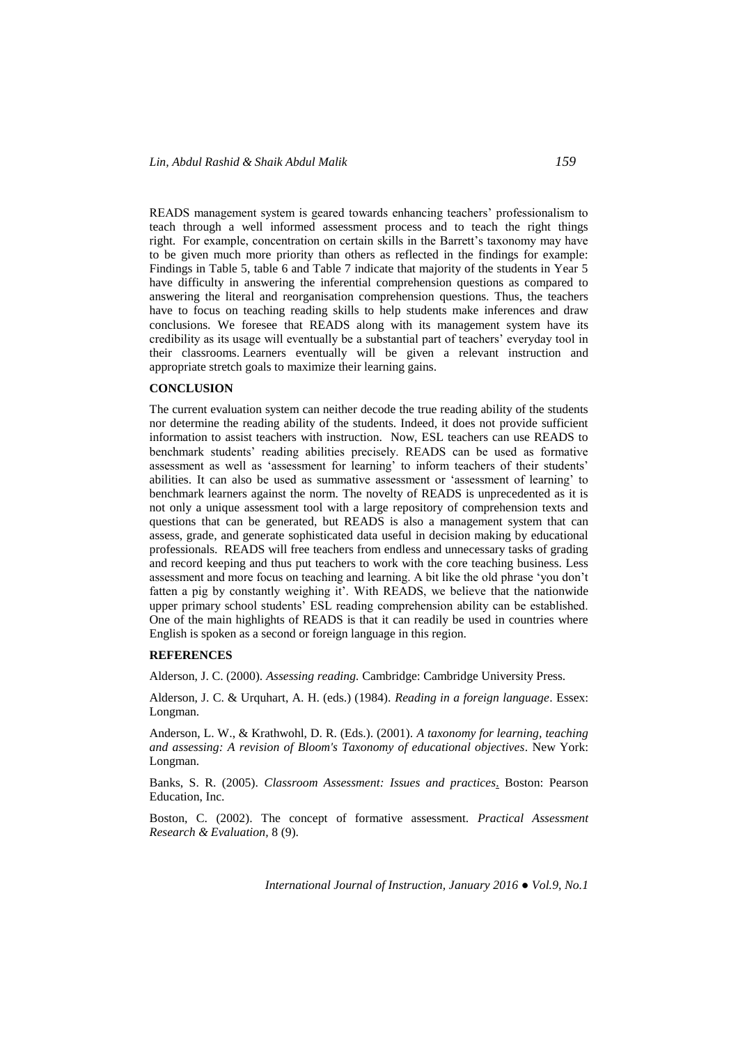READS management system is geared towards enhancing teachers' professionalism to teach through a well informed assessment process and to teach the right things right. For example, concentration on certain skills in the Barrett's taxonomy may have to be given much more priority than others as reflected in the findings for example: Findings in Table 5, table 6 and Table 7 indicate that majority of the students in Year 5 have difficulty in answering the inferential comprehension questions as compared to answering the literal and reorganisation comprehension questions. Thus, the teachers have to focus on teaching reading skills to help students make inferences and draw conclusions. We foresee that READS along with its management system have its credibility as its usage will eventually be a substantial part of teachers' everyday tool in their classrooms. Learners eventually will be given a relevant instruction and appropriate stretch goals to maximize their learning gains.

## CONCLUSION

The current evaluation system can neither decode the true reading ability of the students nor determine the reading ability of the students. Indeed, it does not provide sufficient information to assist teachers with instruction. Now, ESL teachers can use READS to benchmark students' reading abilities precisely. READS can be used as formative assessment as well as 'assessment for learning' to inform teachers of their students' abilities. It can also be used as summative assessment or 'assessment of learning' to benchmark learners against the norm. The novelty of READS is unprecedented as it is not only a unique assessment tool with a large repository of comprehension texts and questions that can be generated, but READS is also a management system that can assess, grade, and generate sophisticated data useful in decision making by educational professionals. READS will free teachers from endless and unnecessary tasks of grading and record keeping and thus put teachers to work with the core teaching business. Less assessment and more focus on teaching and learning. A bit like the old phrase 'you don't fatten a pig by constantly weighing it'. With READS, we believe that the nationwide upper primary school students' ESL reading comprehension ability can be established. One of the main highlights of READS is that it can readily be used in countries where English is spoken as a second or foreign language in this region.

## REFERENCES

Alderson, J. C. (2000). *Assessing reading.* Cambridge: Cambridge University Press.

Alderson, J. C. & Urquhart, A. H. (eds.) (1984). *Reading in a foreign language*. Essex: Longman.

Anderson, L. W., & Krathwohl, D. R. (Eds.). (2001). *A taxonomy for learning, teaching and assessing: A revision of Bloom's Taxonomy of educational objectives*. New York: Longman.

Banks, S. R. (2005). *Classroom Assessment: Issues and practices*. Boston: Pearson Education, Inc.

Boston, C. (2002). The concept of formative assessment. *Practical Assessment Research & Evaluation,* 8 (9).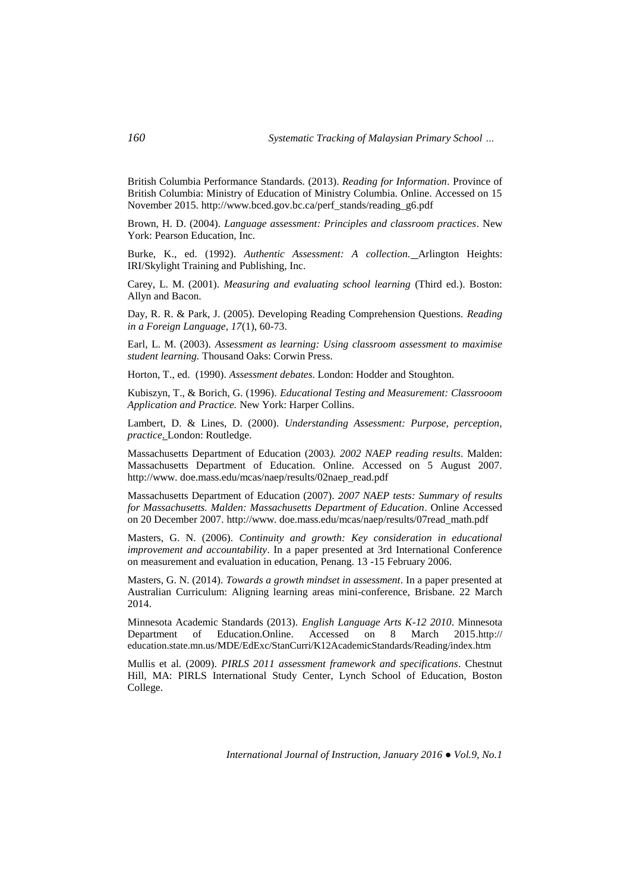British Columbia Performance Standards. (2013). *Reading for Information*. Province of British Columbia: Ministry of Education of Ministry Columbia. Online. Accessed on 15 November 2015. http://www.bced.gov.bc.ca/perf_stands/reading_g6.pdf

Brown, H. D. (2004). *Language assessment: Principles and classroom practices*. New York: Pearson Education, Inc.

Burke, K., ed. (1992). *Authentic Assessment: A collection.* Arlington Heights: IRI/Skylight Training and Publishing, Inc.

Carey, L. M. (2001). *Measuring and evaluating school learning* (Third ed.). Boston: Allyn and Bacon.

Day, R. R. & Park, J. (2005). Developing Reading Comprehension Questions. *Reading in a Foreign Language, 17*(1), 60-73.

Earl, L. M. (2003). *Assessment as learning: Using classroom assessment to maximise student learning.* Thousand Oaks: Corwin Press.

Horton, T., ed. (1990). *Assessment debates*. London: Hodder and Stoughton.

Kubiszyn, T., & Borich, G. (1996). *Educational Testing and Measurement: Classrooom Application and Practice.* New York: Harper Collins.

Lambert, D. & Lines, D. (2000). *Understanding Assessment: Purpose, perception, practice.* London: Routledge.

Massachusetts Department of Education (2003*). 2002 NAEP reading results*. Malden: Massachusetts Department of Education. Online. Accessed on 5 August 2007. http://www. doe.mass.edu/mcas/naep/results/02naep_read.pdf

Massachusetts Department of Education (2007). *2007 NAEP tests: Summary of results for Massachusetts. Malden: Massachusetts Department of Education*. Online Accessed on 20 December 2007. http://www. doe.mass.edu/mcas/naep/results/07read_math.pdf

Masters, G. N. (2006). *Continuity and growth: Key consideration in educational improvement and accountability*. In a paper presented at 3rd International Conference on measurement and evaluation in education, Penang. 13 -15 February 2006.

Masters, G. N. (2014). *Towards a growth mindset in assessment*. In a paper presented at Australian Curriculum: Aligning learning areas mini-conference, Brisbane. 22 March 2014.

Minnesota Academic Standards (2013). *English Language Arts K-12 2010*. Minnesota Department of Education.Online. Accessed on 8 March 2015.http:// education.state.mn.us/MDE/EdExc/StanCurri/K12AcademicStandards/Reading/index.htm

Mullis et al. (2009). *PIRLS 2011 assessment framework and specifications*. Chestnut Hill, MA: PIRLS International Study Center, Lynch School of Education, Boston College.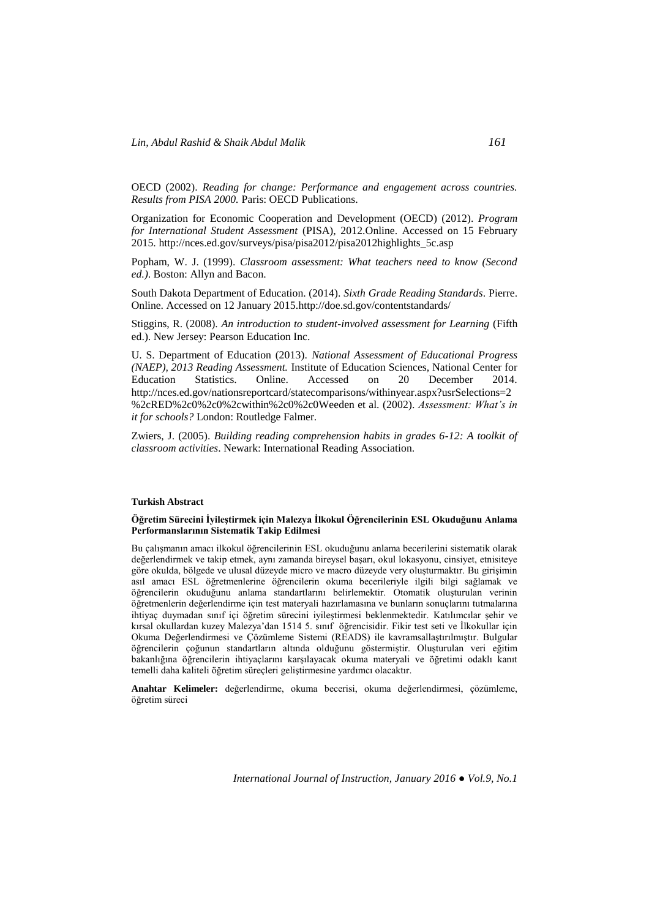OECD (2002). *Reading for change: Performance and engagement across countries. Results from PISA 2000.* Paris: OECD Publications.

Organization for Economic Cooperation and Development (OECD) (2012). *Program for International Student Assessment* (PISA), 2012.Online. Accessed on 15 February 2015. http://nces.ed.gov/surveys/pisa/pisa2012/pisa2012highlights_5c.asp

Popham, W. J. (1999). *Classroom assessment: What teachers need to know (Second ed.).* Boston: Allyn and Bacon.

South Dakota Department of Education. (2014). *Sixth Grade Reading Standards*. Pierre. Online. Accessed on 12 January 2015.http://doe.sd.gov/contentstandards/

Stiggins, R. (2008). *An introduction to student-involved assessment for Learning* (Fifth ed.). New Jersey: Pearson Education Inc.

U. S. Department of Education (2013). *National Assessment of Educational Progress (NAEP), 2013 Reading Assessment.* Institute of Education Sciences, National Center for Education Statistics. Online. Accessed on 20 December 2014. http://nces.ed.gov/nationsreportcard/statecomparisons/withinyear.aspx?usrSelections=2%2cRED%2c0%2c0%2cwithin%2c0%2c0Weeden et al. (2002). *Assessment: What's in it for schools?* London: Routledge Falmer.

Zwiers, J. (2005). *Building reading comprehension habits in grades 6-12: A toolkit of classroom activities*. Newark: International Reading Association.

**Turkish Abstract**

**Öğretim Sürecini İyileştirmek için Malezya İlkokul Öğrencilerinin ESL Okuduğunu Anlama Performanslarının Sistematik Takip Edilmesi**

Bu çalışmanın amacı ilkokul öğrencilerinin ESL okuduğunu anlama becerilerini sistematik olarak değerlendirmek ve takip etmek, aynı zamanda bireysel başarı, okul lokasyonu, cinsiyet, etnisiteye göre okulda, bölgede ve ulusal düzeyde micro ve macro düzeyde very oluşturmaktır. Bu girişimin asıl amacı ESL öğretmenlerine öğrencilerin okuma becerileriyle ilgili bilgi sağlamak ve öğrencilerin okuduğunu anlama standartlarını belirlemektir. Otomatik oluşturulan verinin öğretmenlerin değerlendirme için test materyali hazırlamasına ve bunların sonuçlarını tutmalarına ihtiyaç duymadan sınıf içi öğretim sürecini iyileştirmesi beklenmektedir. Katılımcılar şehir ve kırsal okullardan kuzey Malezya'dan 1514 5. sınıf öğrencisidir. Fikir test seti ve İlkokullar için Okuma Değerlendirmesi ve Çözümleme Sistemi (READS) ile kavramsallaştırılmıştır. Bulgular öğrencilerin çoğunun standartların altında olduğunu göstermiştir. Oluşturulan veri eğitim bakanlığına öğrencilerin ihtiyaçlarını karşılayacak okuma materyali ve öğretimi odaklı kanıt temelli daha kaliteli öğretim süreçleri geliştirmesine yardımcı olacaktır.

**Anahtar Kelimeler:** değerlendirme, okuma becerisi, okuma değerlendirmesi, çözümleme, öğretim süreci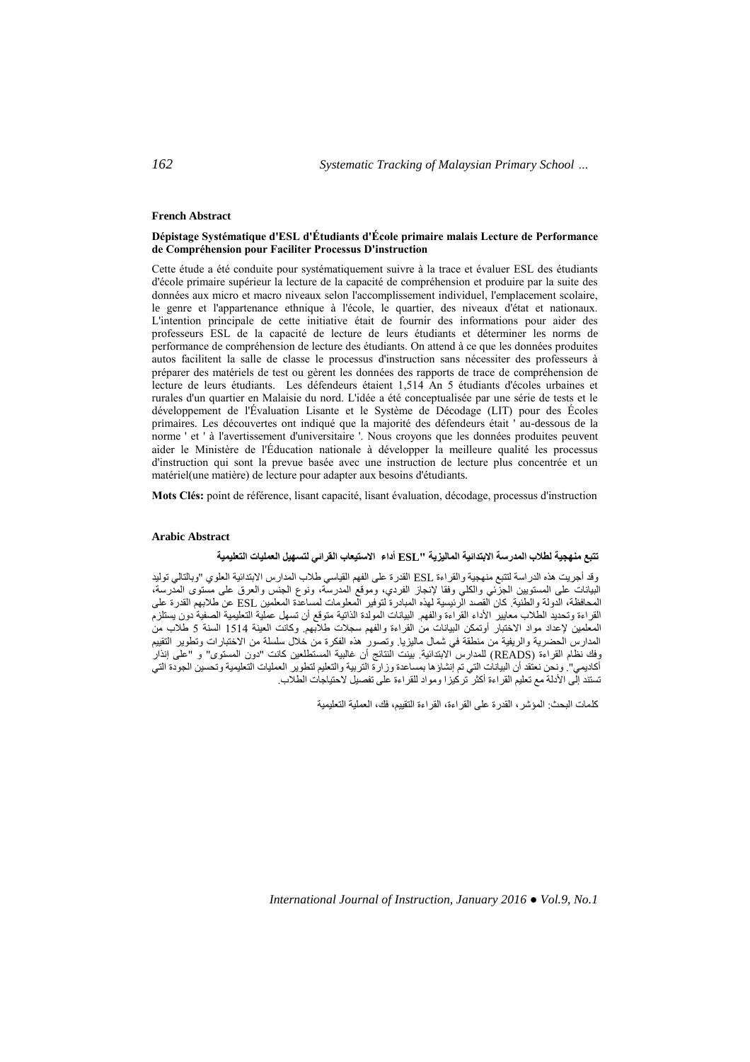**French Abstract**

**Dépistage Systématique d'ESL d'Étudiants d'École primaire malais Lecture de Performance de Compréhension pour Faciliter Processus D'instruction**

Cette étude a été conduite pour systématiquement suivre à la trace et évaluer ESL des étudiants d'école primaire supérieur la lecture de la capacité de compréhension et produire par la suite des données aux micro et macro niveaux selon l'accomplissement individuel, l'emplacement scolaire, le genre et l'appartenance ethnique à l'école, le quartier, des niveaux d'état et nationaux. L'intention principale de cette initiative était de fournir des informations pour aider des professeurs ESL de la capacité de lecture de leurs étudiants et déterminer les norms de performance de compréhension de lecture des étudiants. On attend à ce que les données produites autos facilitent la salle de classe le processus d'instruction sans nécessiter des professeurs à préparer des matériels de test ou gèrent les données des rapports de trace de compréhension de lecture de leurs étudiants. Les défendeurs étaient 1,514 An 5 étudiants d'écoles urbaines et rurales d'un quartier en Malaisie du nord. L'idée a été conceptualisée par une série de tests et le développement de l'Évaluation Lisante et le Système de Décodage (LIT) pour des Écoles primaires. Les découvertes ont indiqué que la majorité des défendeurs était ' au-dessous de la norme ' et ' à l'avertissement d'universitaire '. Nous croyons que les données produites peuvent aider le Ministère de l'Éducation nationale à développer la meilleure qualité les processus d'instruction qui sont la prevue basée avec une instruction de lecture plus concentrée et un matériel(une matière) de lecture pour adapter aux besoins d'étudiants.

**Mots Clés:** point de référence, lisant capacité, lisant évaluation, décodage, processus d'instruction

**Arabic Abstract**

**تتبع منهجية لطلاب المدرسة الابتدائية الماليزية "ESL أداء الاستيعاب القرائي لتسهيل العمليات التعليمية**

وقد أجريت هذه الدراسة لتتبع منهجية والقراءة ESL القدرة على الفهم القياسي طلاب المدارس الابتدائية العلوي "وبالتالي توليد البيانات على المستويين الجزئي والكلي وفقا لإنجاز الفردي، وموقع المدرسة، ونوع الجنس والعرق على مستوى المدرسة، المحافظة، الدولة والطنية. كان القصد الرئيسية لهذه المبادرة لتوفير المعلومات لمساعدة المعلمين ESL عن طلابهم القدرة على القراءة وتحديد الطلاب معايير الأداء القراءة والفهم. البيانات المولدة الذاتية متوقع أن تسهل عملية التعليمية الصفية دون يستلزم المعلمين لإعداد مواد الاختبار أوتمكن البيانات من القراءة والفهم سجلات طلابهم. وكانت العينة 1514 السنة 5 طلاب من المدارس الحضرية والريفية من منطقة في شمال ماليزيا. وتصور هذه الفكرة من خلال سلسلة من الاختبارات وتطوير التقييم وفك نظام القراءة (READS) للمدارس الابتدائية. بينت النتائج أن غالبية المستطلعين كانت "دون المستوى" و "على إنذار أكاديمي". ونحن نعتقد أن البيانات التي تم إنشاؤها بمساعدة وزارة التربية والتعليم لتطوير العمليات التعليمية وتحسين الجودة التي تستند إلى الأدلة مع تعليم القراءة أكثر تركيزا ومواد للقراءة على تفصيل لاحتياجات الطلاب.

كلمات البحث: المؤشر، القدرة على القراءة، القراءة التقييم، فك، العملية التعليمية